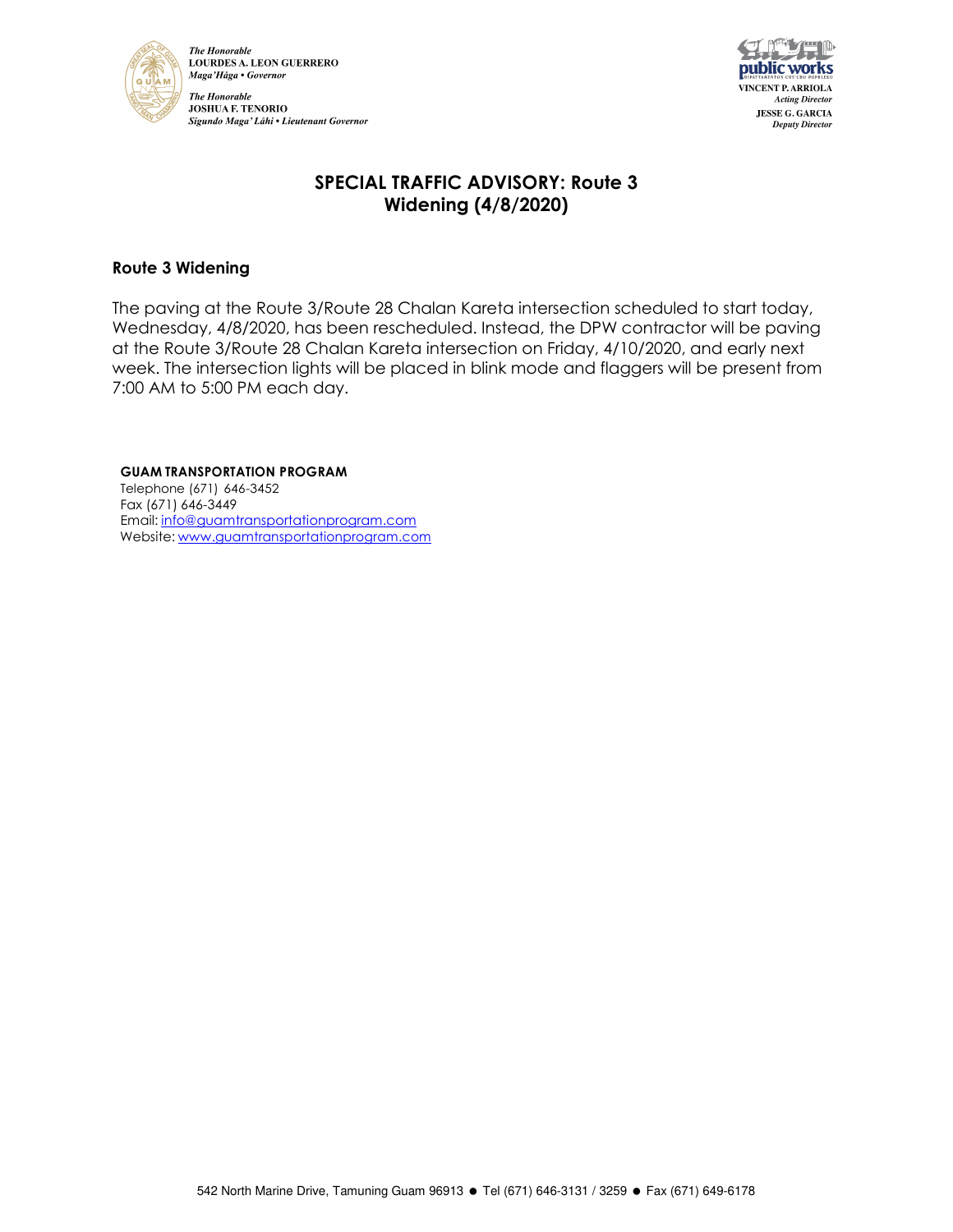*The Honorable*
**LOURDES A. LEON GUERRERO**
*Maga'Håga • Governor*

*The Honorable*
**JOSHUA F. TENORIO**
*Sigundo Maga' Låhi • Lieutenant Governor*

**VINCENT P. ARRIOLA**
*Acting Director*
**JESSE G. GARCIA**
*Deputy Director*

# SPECIAL TRAFFIC ADVISORY: Route 3 Widening (4/8/2020)

## Route 3 Widening

The paving at the Route 3/Route 28 Chalan Kareta intersection scheduled to start today, Wednesday, 4/8/2020, has been rescheduled. Instead, the DPW contractor will be paving at the Route 3/Route 28 Chalan Kareta intersection on Friday, 4/10/2020, and early next week. The intersection lights will be placed in blink mode and flaggers will be present from 7:00 AM to 5:00 PM each day.

**GUAM TRANSPORTATION PROGRAM**
Telephone (671) 646-3452
Fax (671) 646-3449
Email: info@guamtransportationprogram.com
Website: www.guamtransportationprogram.com

542 North Marine Drive, Tamuning Guam 96913 ● Tel (671) 646-3131 / 3259 ● Fax (671) 649-6178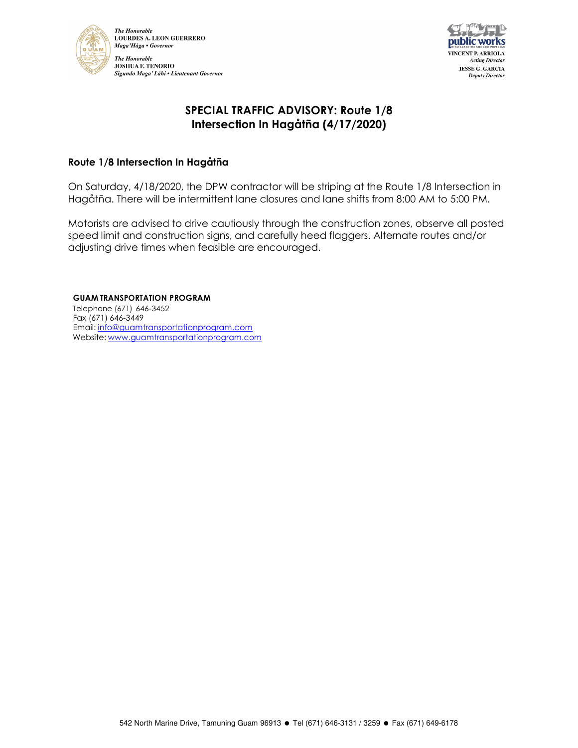*The Honorable*
**LOURDES A. LEON GUERRERO**
*Maga'Håga • Governor*

*The Honorable*
**JOSHUA F. TENORIO**
*Sigundo Maga' Låhi • Lieutenant Governor*

**VINCENT P. ARRIOLA**
*Acting Director*
**JESSE G. GARCIA**
*Deputy Director*

# SPECIAL TRAFFIC ADVISORY: Route 1/8 Intersection In Hagåtña (4/17/2020)

## Route 1/8 Intersection In Hagåtña

On Saturday, 4/18/2020, the DPW contractor will be striping at the Route 1/8 Intersection in Hagåtña. There will be intermittent lane closures and lane shifts from 8:00 AM to 5:00 PM.

Motorists are advised to drive cautiously through the construction zones, observe all posted speed limit and construction signs, and carefully heed flaggers. Alternate routes and/or adjusting drive times when feasible are encouraged.

**GUAM TRANSPORTATION PROGRAM**
Telephone (671) 646-3452
Fax (671) 646-3449
Email: info@guamtransportationprogram.com
Website: www.guamtransportationprogram.com

542 North Marine Drive, Tamuning Guam 96913 ● Tel (671) 646-3131 / 3259 ● Fax (671) 649-6178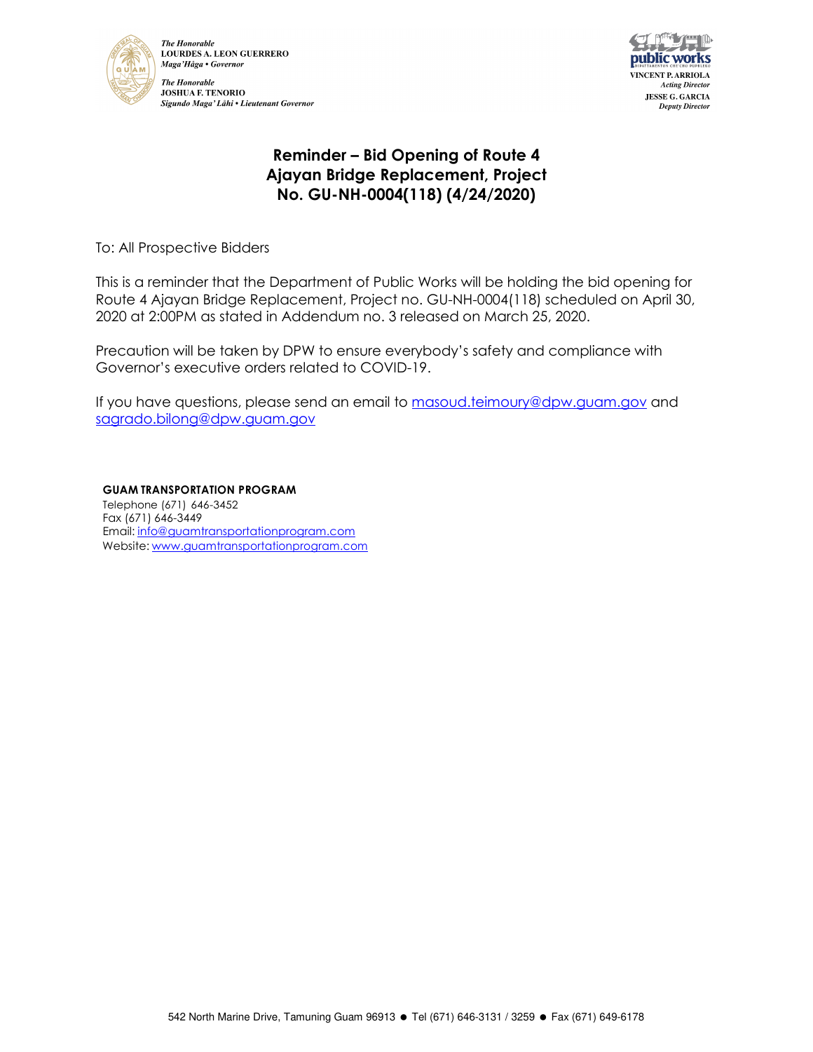The Honorable
**LOURDES A. LEON GUERRERO**
*Maga'Håga • Governor*

The Honorable
**JOSHUA F. TENORIO**
*Sigundo Maga' Låhi • Lieutenant Governor*

**VINCENT P. ARRIOLA**
*Acting Director*
**JESSE G. GARCIA**
*Deputy Director*

# Reminder – Bid Opening of Route 4 Ajayan Bridge Replacement, Project No. GU-NH-0004(118) (4/24/2020)

To: All Prospective Bidders

This is a reminder that the Department of Public Works will be holding the bid opening for Route 4 Ajayan Bridge Replacement, Project no. GU-NH-0004(118) scheduled on April 30, 2020 at 2:00PM as stated in Addendum no. 3 released on March 25, 2020.

Precaution will be taken by DPW to ensure everybody's safety and compliance with Governor's executive orders related to COVID-19.

If you have questions, please send an email to masoud.teimoury@dpw.guam.gov and sagrado.bilong@dpw.guam.gov

**GUAM TRANSPORTATION PROGRAM**
Telephone (671) 646-3452
Fax (671) 646-3449
Email: info@guamtransportationprogram.com
Website: www.guamtransportationprogram.com

542 North Marine Drive, Tamuning Guam 96913 ● Tel (671) 646-3131 / 3259 ● Fax (671) 649-6178